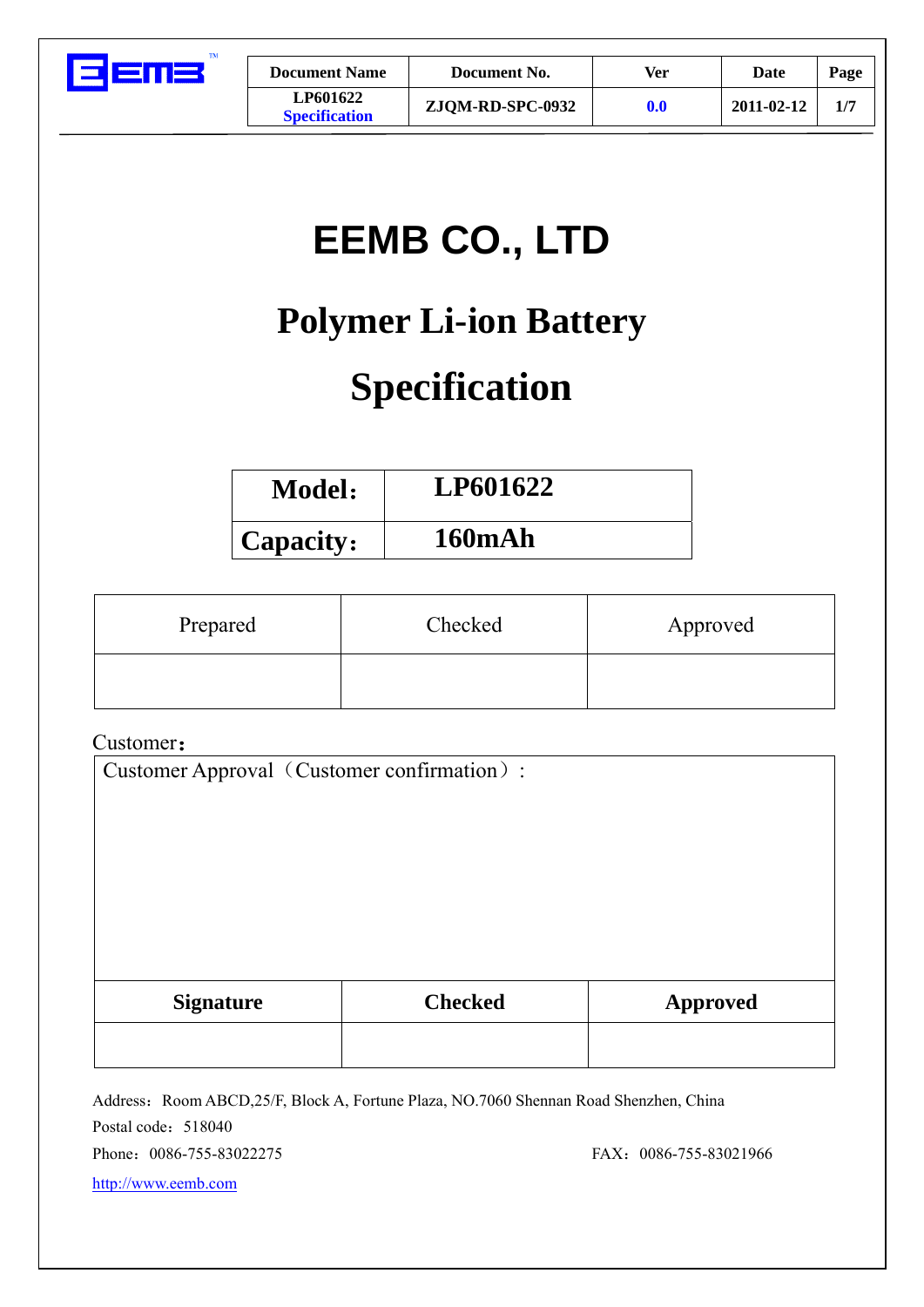| Document Name | Document No. | Ver | Date | Page |
|---|---|---|---|---|
| LP601622 Specification | ZJQM-RD-SPC-0932 | 0.0 | 2011-02-12 | 1/7 |

# EEMB CO., LTD

# Polymer Li-ion Battery

# Specification

| **Model：** | **LP601622** |
|---|---|
| **Capacity：** | **160mAh** |

| Prepared | Checked | Approved |
|---|---|---|
| | | |

Customer：

Customer Approval（Customer confirmation）:

| **Signature** | **Checked** | **Approved** |
|---|---|---|
| | | |

Address：Room ABCD,25/F, Block A, Fortune Plaza, NO.7060 Shennan Road Shenzhen, China

Postal code：518040

Phone：0086-755-83022275 FAX：0086-755-83021966

http://www.eemb.com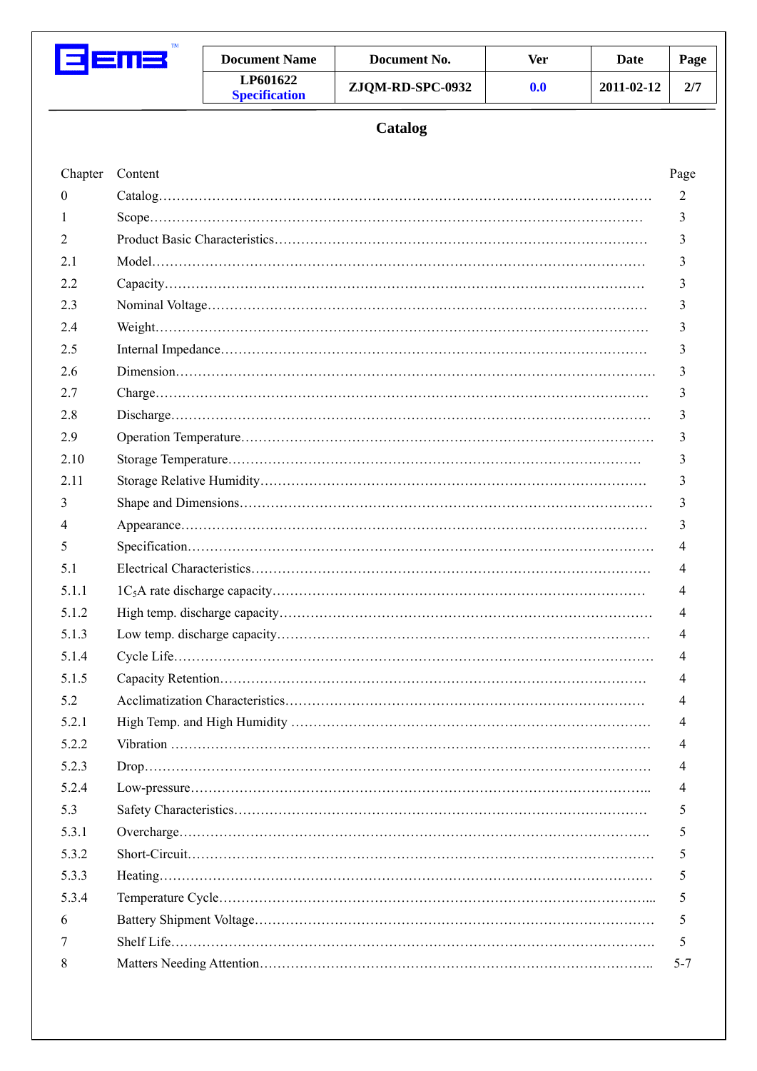| Document Name | Document No. | Ver | Date | Page |
|---|---|---|---|---|
| LP601622 Specification | ZJQM-RD-SPC-0932 | 0.0 | 2011-02-12 | 2/7 |

# Catalog

| Chapter | Content | Page |
|---|---|---|
| 0 | Catalog | 2 |
| 1 | Scope | 3 |
| 2 | Product Basic Characteristics | 3 |
| 2.1 | Model | 3 |
| 2.2 | Capacity | 3 |
| 2.3 | Nominal Voltage | 3 |
| 2.4 | Weight | 3 |
| 2.5 | Internal Impedance | 3 |
| 2.6 | Dimension | 3 |
| 2.7 | Charge | 3 |
| 2.8 | Discharge | 3 |
| 2.9 | Operation Temperature | 3 |
| 2.10 | Storage Temperature | 3 |
| 2.11 | Storage Relative Humidity | 3 |
| 3 | Shape and Dimensions | 3 |
| 4 | Appearance | 3 |
| 5 | Specification | 4 |
| 5.1 | Electrical Characteristics | 4 |
| 5.1.1 | $1C_5A$ rate discharge capacity | 4 |
| 5.1.2 | High temp. discharge capacity | 4 |
| 5.1.3 | Low temp. discharge capacity | 4 |
| 5.1.4 | Cycle Life | 4 |
| 5.1.5 | Capacity Retention | 4 |
| 5.2 | Acclimatization Characteristics | 4 |
| 5.2.1 | High Temp. and High Humidity | 4 |
| 5.2.2 | Vibration | 4 |
| 5.2.3 | Drop | 4 |
| 5.2.4 | Low-pressure | 4 |
| 5.3 | Safety Characteristics | 5 |
| 5.3.1 | Overcharge | 5 |
| 5.3.2 | Short-Circuit | 5 |
| 5.3.3 | Heating | 5 |
| 5.3.4 | Temperature Cycle | 5 |
| 6 | Battery Shipment Voltage | 5 |
| 7 | Shelf Life | 5 |
| 8 | Matters Needing Attention | 5-7 |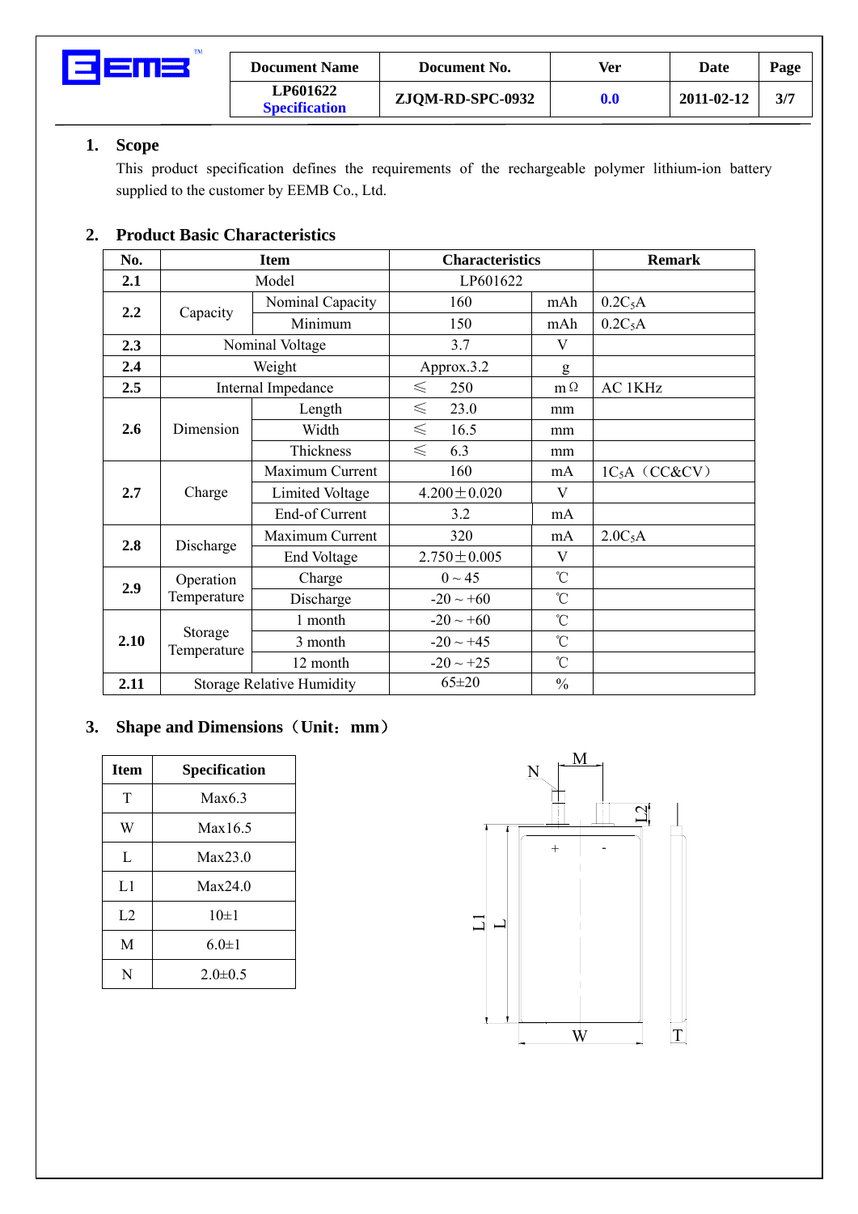| Document Name | Document No. | Ver | Date | Page |
|---|---|---|---|---|
| LP601622 Specification | ZJQM-RD-SPC-0932 | 0.0 | 2011-02-12 | 3/7 |

## 1. Scope

This product specification defines the requirements of the rechargeable polymer lithium-ion battery supplied to the customer by EEMB Co., Ltd.

## 2. Product Basic Characteristics

| No. | Item | | Characteristics | | Remark |
|---|---|---|---|---|---|
| 2.1 | Model | | LP601622 | | |
| 2.2 | Capacity | Nominal Capacity | 160 | mAh | $0.2C_5A$ |
| | | Minimum | 150 | mAh | $0.2C_5A$ |
| 2.3 | Nominal Voltage | | 3.7 | V | |
| 2.4 | Weight | | Approx.3.2 | g | |
| 2.5 | Internal Impedance | | ≤ 250 | mΩ | AC 1KHz |
| 2.6 | Dimension | Length | ≤ 23.0 | mm | |
| | | Width | ≤ 16.5 | mm | |
| | | Thickness | ≤ 6.3 | mm | |
| 2.7 | Charge | Maximum Current | 160 | mA | $1C_5A$（CC&CV） |
| | | Limited Voltage | 4.200±0.020 | V | |
| | | End-of Current | 3.2 | mA | |
| 2.8 | Discharge | Maximum Current | 320 | mA | $2.0C_5A$ |
| | | End Voltage | 2.750±0.005 | V | |
| 2.9 | Operation Temperature | Charge | 0 ~ 45 | ℃ | |
| | | Discharge | -20 ~ +60 | ℃ | |
| 2.10 | Storage Temperature | 1 month | -20 ~ +60 | ℃ | |
| | | 3 month | -20 ~ +45 | ℃ | |
| | | 12 month | -20 ~ +25 | ℃ | |
| 2.11 | Storage Relative Humidity | | 65±20 | % | |

## 3. Shape and Dimensions（Unit：mm）

| Item | Specification |
|---|---|
| T | Max6.3 |
| W | Max16.5 |
| L | Max23.0 |
| L1 | Max24.0 |
| L2 | 10±1 |
| M | 6.0±1 |
| N | 2.0±0.5 |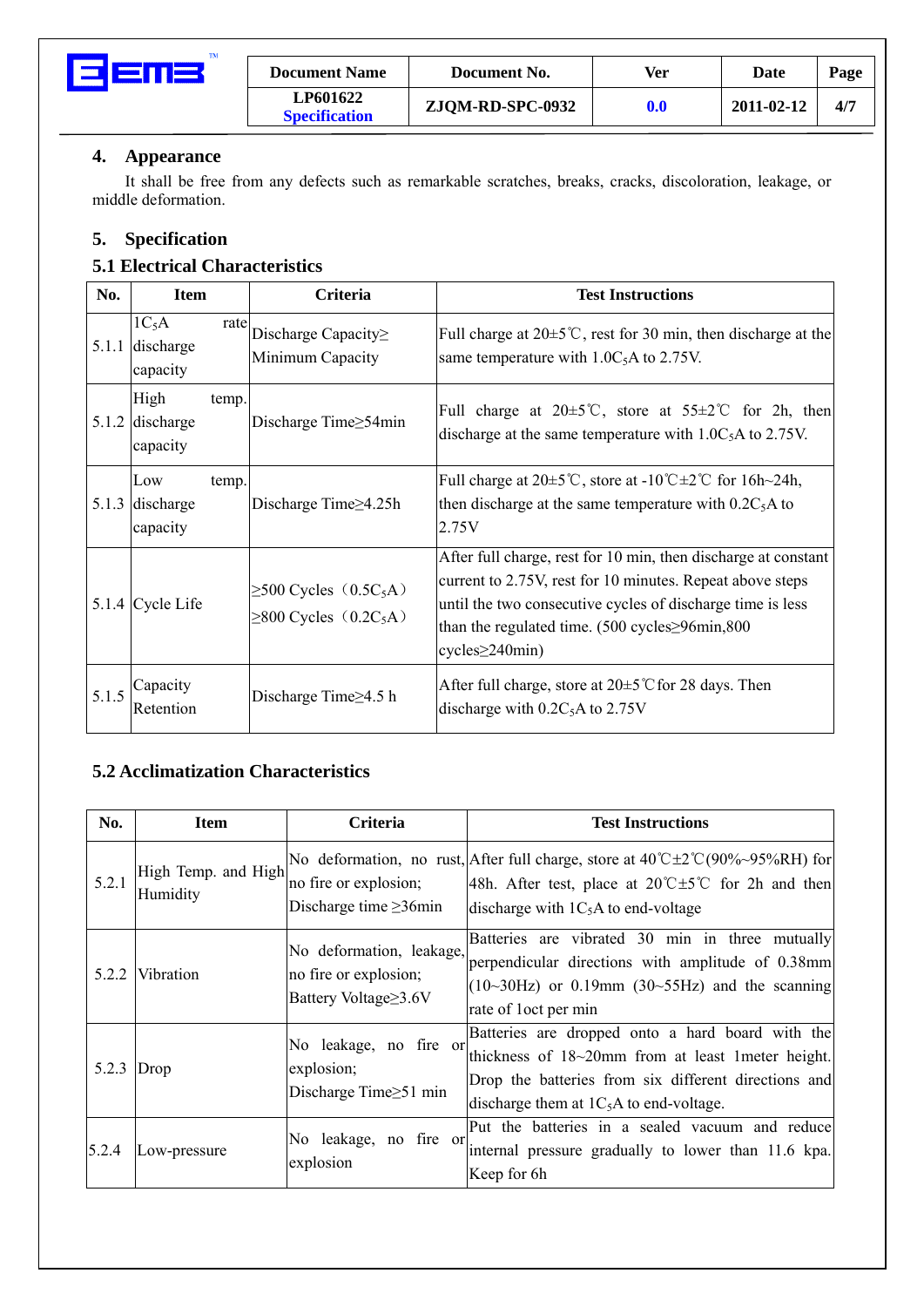## 4. Appearance

It shall be free from any defects such as remarkable scratches, breaks, cracks, discoloration, leakage, or middle deformation.

## 5. Specification

### 5.1 Electrical Characteristics

| No. | Item | Criteria | Test Instructions |
|---|---|---|---|
| 5.1.1 | $1C_5A$ rate discharge capacity | Discharge Capacity≥ Minimum Capacity | Full charge at 20±5℃, rest for 30 min, then discharge at the same temperature with $1.0C_5A$ to 2.75V. |
| 5.1.2 | High temp. discharge capacity | Discharge Time≥54min | Full charge at 20±5℃, store at 55±2℃ for 2h, then discharge at the same temperature with $1.0C_5A$ to 2.75V. |
| 5.1.3 | Low temp. discharge capacity | Discharge Time≥4.25h | Full charge at 20±5℃, store at -10℃±2℃ for 16h~24h, then discharge at the same temperature with $0.2C_5A$ to 2.75V |
| 5.1.4 | Cycle Life | ≥500 Cycles（$0.5C_5A$）<br>≥800 Cycles（$0.2C_5A$） | After full charge, rest for 10 min, then discharge at constant current to 2.75V, rest for 10 minutes. Repeat above steps until the two consecutive cycles of discharge time is less than the regulated time. (500 cycles≥96min,800 cycles≥240min) |
| 5.1.5 | Capacity Retention | Discharge Time≥4.5 h | After full charge, store at 20±5℃for 28 days. Then discharge with $0.2C_5A$ to 2.75V |

### 5.2 Acclimatization Characteristics

| No. | Item | Criteria | Test Instructions |
|---|---|---|---|
| 5.2.1 | High Temp. and High Humidity | No deformation, no rust, no fire or explosion; Discharge time ≥36min | After full charge, store at 40℃±2℃(90%~95%RH) for 48h. After test, place at 20℃±5℃ for 2h and then discharge with $1C_5A$ to end-voltage |
| 5.2.2 | Vibration | No deformation, leakage, no fire or explosion; Battery Voltage≥3.6V | Batteries are vibrated 30 min in three mutually perpendicular directions with amplitude of 0.38mm (10~30Hz) or 0.19mm (30~55Hz) and the scanning rate of 1oct per min |
| 5.2.3 | Drop | No leakage, no fire or explosion; Discharge Time≥51 min | Batteries are dropped onto a hard board with the thickness of 18~20mm from at least 1meter height. Drop the batteries from six different directions and discharge them at $1C_5A$ to end-voltage. |
| 5.2.4 | Low-pressure | No leakage, no fire or explosion | Put the batteries in a sealed vacuum and reduce internal pressure gradually to lower than 11.6 kpa. Keep for 6h |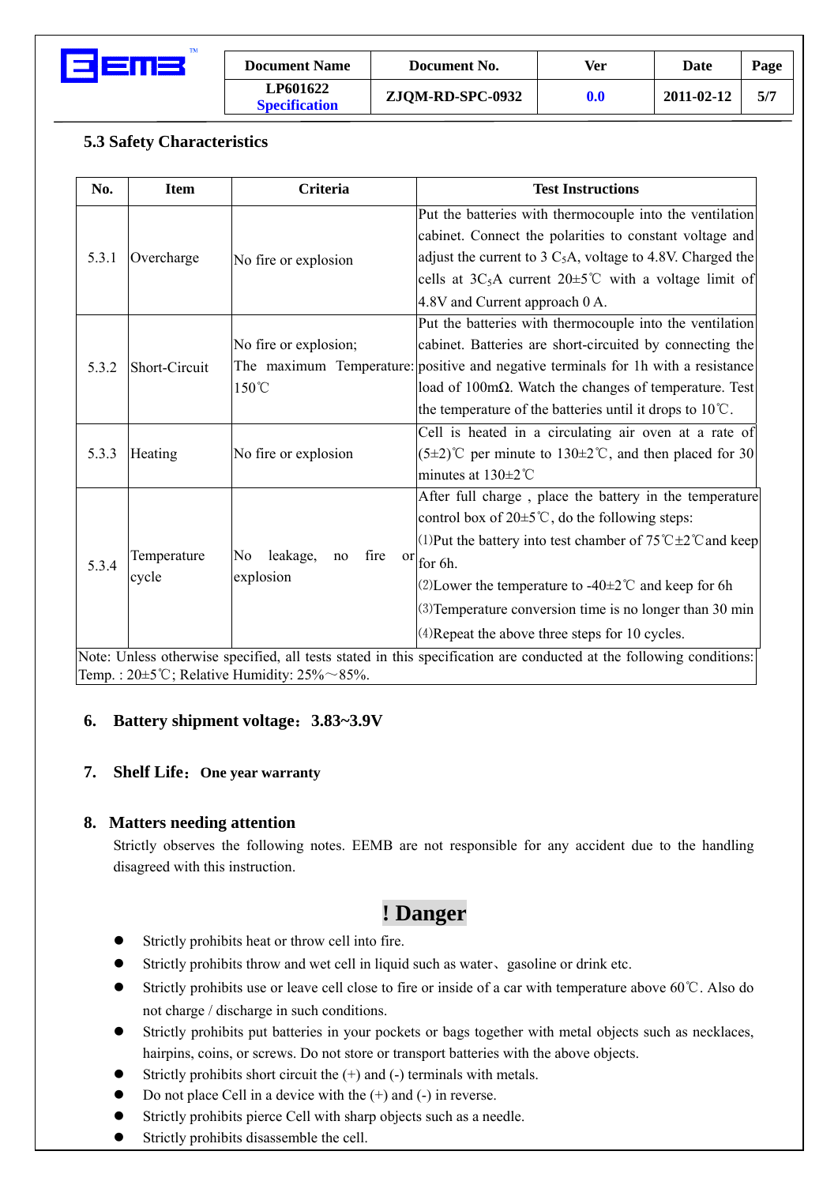### 5.3 Safety Characteristics

| No. | Item | Criteria | Test Instructions |
|---|---|---|---|
| 5.3.1 | Overcharge | No fire or explosion | Put the batteries with thermocouple into the ventilation cabinet. Connect the polarities to constant voltage and adjust the current to 3 $C_5$A, voltage to 4.8V. Charged the cells at 3$C_5$A current 20±5℃ with a voltage limit of 4.8V and Current approach 0 A. |
| 5.3.2 | Short-Circuit | No fire or explosion; The maximum Temperature: 150℃ | Put the batteries with thermocouple into the ventilation cabinet. Batteries are short-circuited by connecting the positive and negative terminals for 1h with a resistance load of 100mΩ. Watch the changes of temperature. Test the temperature of the batteries until it drops to 10℃. |
| 5.3.3 | Heating | No fire or explosion | Cell is heated in a circulating air oven at a rate of (5±2)℃ per minute to 130±2℃, and then placed for 30 minutes at 130±2℃ |
| 5.3.4 | Temperature cycle | No leakage, no fire or explosion | After full charge , place the battery in the temperature control box of 20±5℃, do the following steps:<br>⑴Put the battery into test chamber of 75℃±2℃and keep for 6h.<br>⑵Lower the temperature to -40±2℃ and keep for 6h<br>⑶Temperature conversion time is no longer than 30 min<br>⑷Repeat the above three steps for 10 cycles. |

Note: Unless otherwise specified, all tests stated in this specification are conducted at the following conditions: Temp. : 20±5℃; Relative Humidity: 25%～85%.

## 6. Battery shipment voltage：3.83~3.9V

## 7. Shelf Life：One year warranty

## 8. Matters needing attention

Strictly observes the following notes. EEMB are not responsible for any accident due to the handling disagreed with this instruction.

## ! Danger

- Strictly prohibits heat or throw cell into fire.
- Strictly prohibits throw and wet cell in liquid such as water、gasoline or drink etc.
- Strictly prohibits use or leave cell close to fire or inside of a car with temperature above 60℃. Also do not charge / discharge in such conditions.
- Strictly prohibits put batteries in your pockets or bags together with metal objects such as necklaces, hairpins, coins, or screws. Do not store or transport batteries with the above objects.
- Strictly prohibits short circuit the (+) and (-) terminals with metals.
- Do not place Cell in a device with the (+) and (-) in reverse.
- Strictly prohibits pierce Cell with sharp objects such as a needle.
- Strictly prohibits disassemble the cell.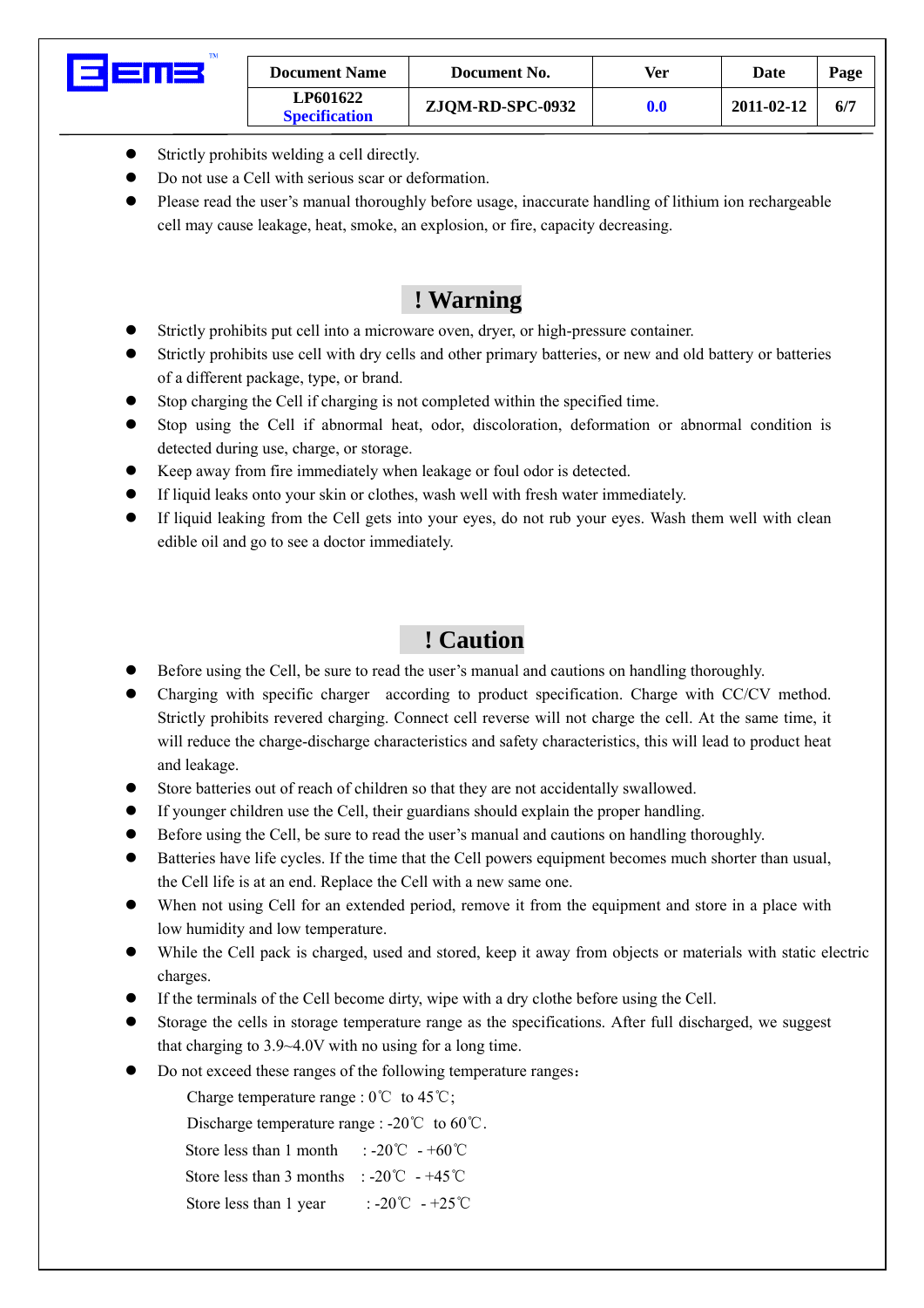- Strictly prohibits welding a cell directly.
- Do not use a Cell with serious scar or deformation.
- Please read the user's manual thoroughly before usage, inaccurate handling of lithium ion rechargeable cell may cause leakage, heat, smoke, an explosion, or fire, capacity decreasing.

## ! Warning

- Strictly prohibits put cell into a microware oven, dryer, or high-pressure container.
- Strictly prohibits use cell with dry cells and other primary batteries, or new and old battery or batteries of a different package, type, or brand.
- Stop charging the Cell if charging is not completed within the specified time.
- Stop using the Cell if abnormal heat, odor, discoloration, deformation or abnormal condition is detected during use, charge, or storage.
- Keep away from fire immediately when leakage or foul odor is detected.
- If liquid leaks onto your skin or clothes, wash well with fresh water immediately.
- If liquid leaking from the Cell gets into your eyes, do not rub your eyes. Wash them well with clean edible oil and go to see a doctor immediately.

## ! Caution

- Before using the Cell, be sure to read the user's manual and cautions on handling thoroughly.
- Charging with specific charger according to product specification. Charge with CC/CV method. Strictly prohibits revered charging. Connect cell reverse will not charge the cell. At the same time, it will reduce the charge-discharge characteristics and safety characteristics, this will lead to product heat and leakage.
- Store batteries out of reach of children so that they are not accidentally swallowed.
- If younger children use the Cell, their guardians should explain the proper handling.
- Before using the Cell, be sure to read the user's manual and cautions on handling thoroughly.
- Batteries have life cycles. If the time that the Cell powers equipment becomes much shorter than usual, the Cell life is at an end. Replace the Cell with a new same one.
- When not using Cell for an extended period, remove it from the equipment and store in a place with low humidity and low temperature.
- While the Cell pack is charged, used and stored, keep it away from objects or materials with static electric charges.
- If the terminals of the Cell become dirty, wipe with a dry clothe before using the Cell.
- Storage the cells in storage temperature range as the specifications. After full discharged, we suggest that charging to 3.9~4.0V with no using for a long time.
- Do not exceed these ranges of the following temperature ranges：

  Charge temperature range : 0℃ to 45℃;

  Discharge temperature range : -20℃ to 60℃.

  Store less than 1 month : -20℃ - +60℃

  Store less than 3 months : -20℃ - +45℃

  Store less than 1 year : -20℃ - +25℃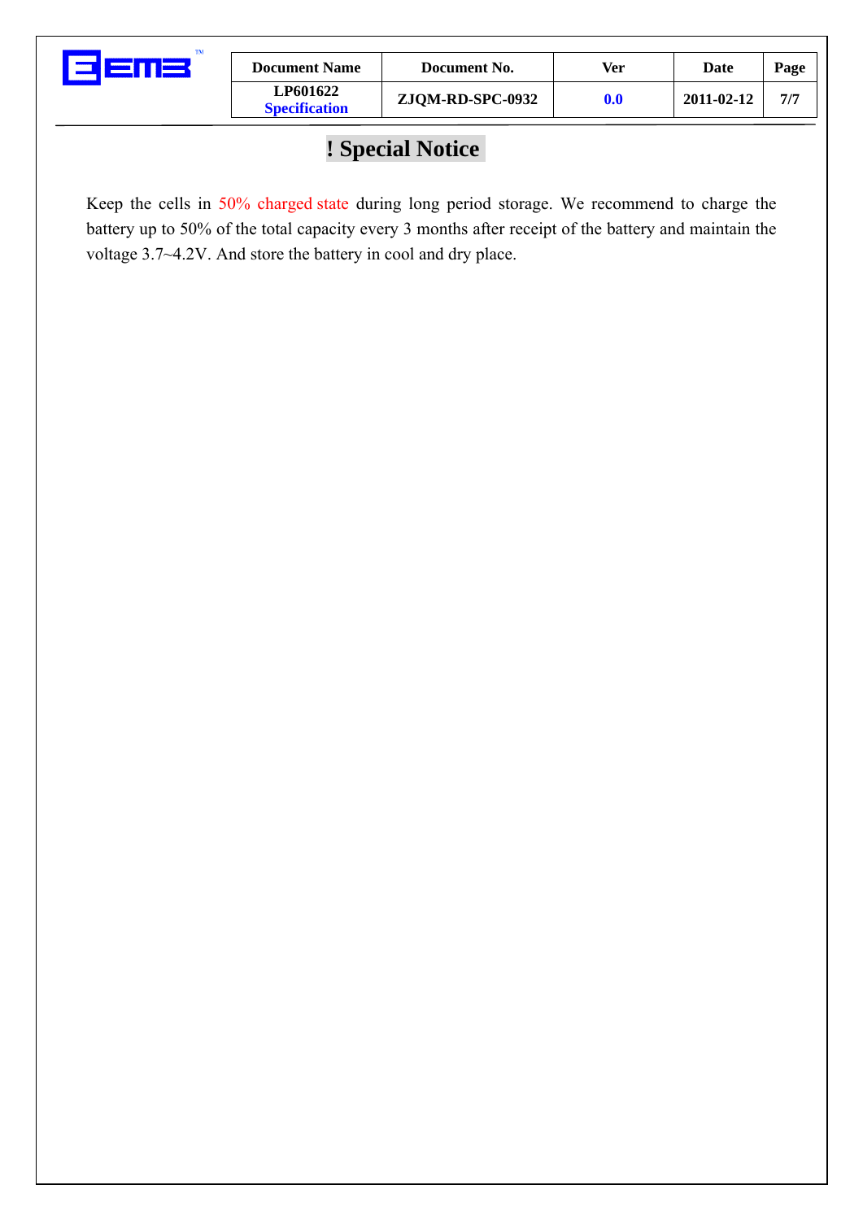# ! Special Notice

Keep the cells in 50% charged state during long period storage. We recommend to charge the battery up to 50% of the total capacity every 3 months after receipt of the battery and maintain the voltage 3.7~4.2V. And store the battery in cool and dry place.